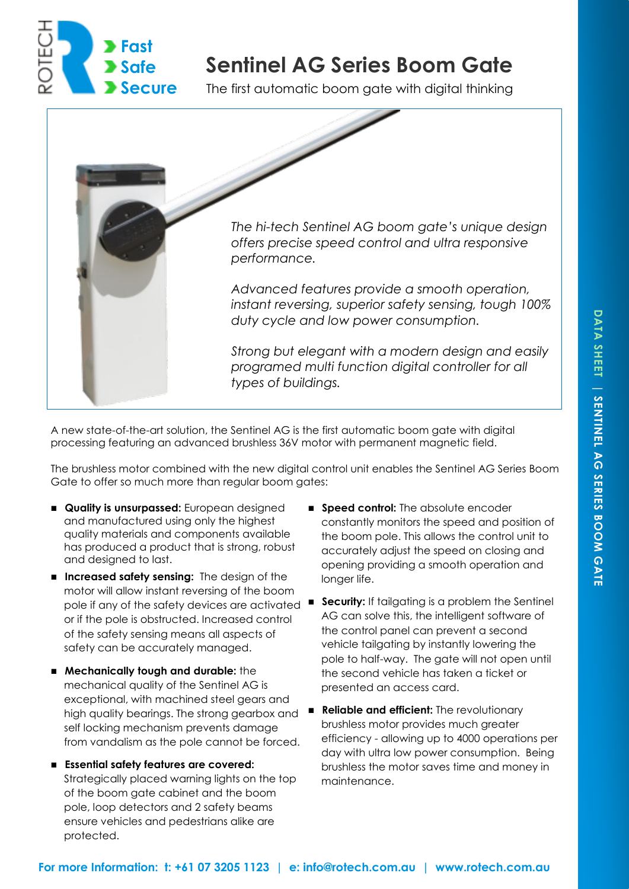ROTECH

**Fast**
**Safe**
**Secure**

# Sentinel AG Series Boom Gate

The first automatic boom gate with digital thinking

*The hi-tech Sentinel AG boom gate's unique design offers precise speed control and ultra responsive performance.*

*Advanced features provide a smooth operation, instant reversing, superior safety sensing, tough 100% duty cycle and low power consumption.*

*Strong but elegant with a modern design and easily programed multi function digital controller for all types of buildings.*

A new state-of-the-art solution, the Sentinel AG is the first automatic boom gate with digital processing featuring an advanced brushless 36V motor with permanent magnetic field.

The brushless motor combined with the new digital control unit enables the Sentinel AG Series Boom Gate to offer so much more than regular boom gates:

- **Quality is unsurpassed:** European designed and manufactured using only the highest quality materials and components available has produced a product that is strong, robust and designed to last.
- **Increased safety sensing:** The design of the motor will allow instant reversing of the boom pole if any of the safety devices are activated or if the pole is obstructed. Increased control of the safety sensing means all aspects of safety can be accurately managed.
- **Mechanically tough and durable:** the mechanical quality of the Sentinel AG is exceptional, with machined steel gears and high quality bearings. The strong gearbox and self locking mechanism prevents damage from vandalism as the pole cannot be forced.
- **Essential safety features are covered:** Strategically placed warning lights on the top of the boom gate cabinet and the boom pole, loop detectors and 2 safety beams ensure vehicles and pedestrians alike are protected.
- **Speed control:** The absolute encoder constantly monitors the speed and position of the boom pole. This allows the control unit to accurately adjust the speed on closing and opening providing a smooth operation and longer life.
- **Security:** If tailgating is a problem the Sentinel AG can solve this, the intelligent software of the control panel can prevent a second vehicle tailgating by instantly lowering the pole to half-way. The gate will not open until the second vehicle has taken a ticket or presented an access card.
- **Reliable and efficient:** The revolutionary brushless motor provides much greater efficiency - allowing up to 4000 operations per day with ultra low power consumption. Being brushless the motor saves time and money in maintenance.

**For more Information: t: +61 07 3205 1123 | e: info@rotech.com.au | www.rotech.com.au**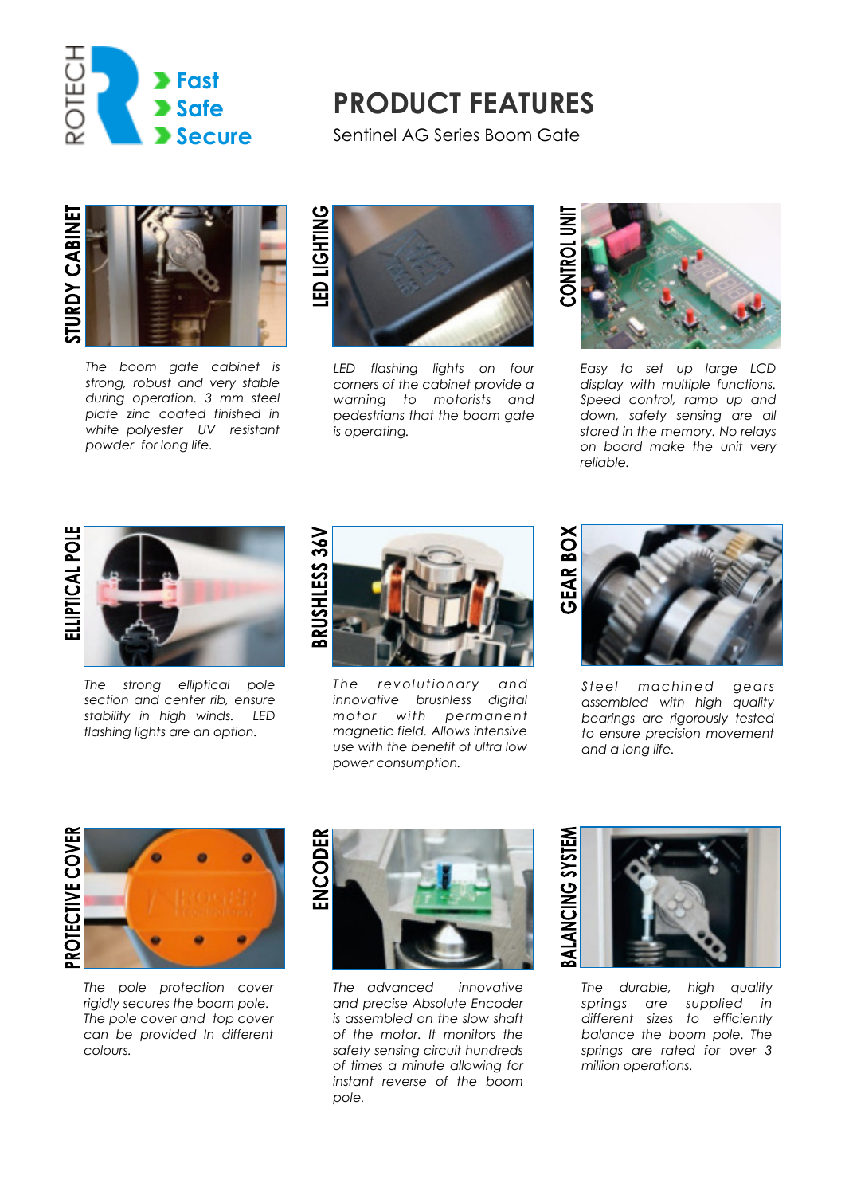ROTECH

- Fast
- Safe
- Secure

# PRODUCT FEATURES

Sentinel AG Series Boom Gate

## STURDY CABINET

*The boom gate cabinet is strong, robust and very stable during operation. 3 mm steel plate zinc coated finished in white polyester UV resistant powder for long life.*

## LED LIGHTING

*LED flashing lights on four corners of the cabinet provide a warning to motorists and pedestrians that the boom gate is operating.*

## CONTROL UNIT

*Easy to set up large LCD display with multiple functions. Speed control, ramp up and down, safety sensing are all stored in the memory. No relays on board make the unit very reliable.*

## ELLIPTICAL POLE

*The strong elliptical pole section and center rib, ensure stability in high winds. LED flashing lights are an option.*

## BRUSHLESS 36V

*The revolutionary and innovative brushless digital motor with permanent magnetic field. Allows intensive use with the benefit of ultra low power consumption.*

## GEAR BOX

*Steel machined gears assembled with high quality bearings are rigorously tested to ensure precision movement and a long life.*

## PROTECTIVE COVER

*The pole protection cover rigidly secures the boom pole. The pole cover and top cover can be provided In different colours.*

## ENCODER

*The advanced innovative and precise Absolute Encoder is assembled on the slow shaft of the motor. It monitors the safety sensing circuit hundreds of times a minute allowing for instant reverse of the boom pole.*

## BALANCING SYSTEM

*The durable, high quality springs are supplied in different sizes to efficiently balance the boom pole. The springs are rated for over 3 million operations.*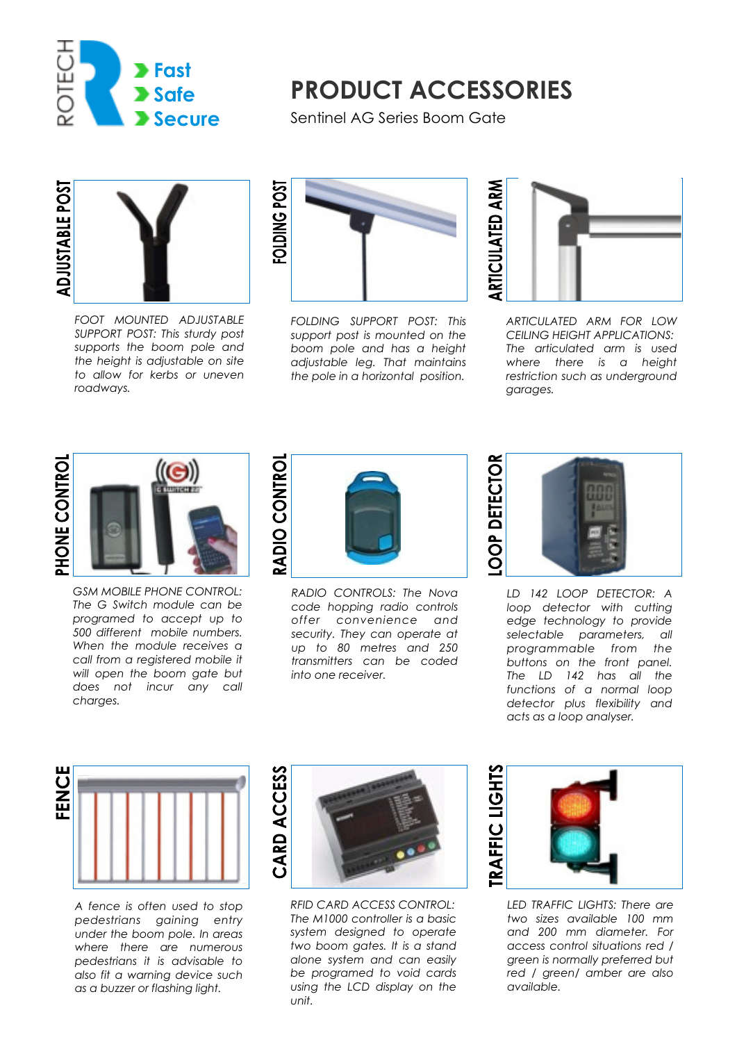ROTECH

- Fast
- Safe
- Secure

# PRODUCT ACCESSORIES

Sentinel AG Series Boom Gate

## ADJUSTABLE POST

*FOOT MOUNTED ADJUSTABLE SUPPORT POST: This sturdy post supports the boom pole and the height is adjustable on site to allow for kerbs or uneven roadways.*

## FOLDING POST

*FOLDING SUPPORT POST: This support post is mounted on the boom pole and has a height adjustable leg. That maintains the pole in a horizontal position.*

## ARTICULATED ARM

*ARTICULATED ARM FOR LOW CEILING HEIGHT APPLICATIONS: The articulated arm is used where there is a height restriction such as underground garages.*

## PHONE CONTROL

*GSM MOBILE PHONE CONTROL: The G Switch module can be programed to accept up to 500 different mobile numbers. When the module receives a call from a registered mobile it will open the boom gate but does not incur any call charges.*

## RADIO CONTROL

*RADIO CONTROLS: The Nova code hopping radio controls offer convenience and security. They can operate at up to 80 metres and 250 transmitters can be coded into one receiver.*

## LOOP DETECTOR

*LD 142 LOOP DETECTOR: A loop detector with cutting edge technology to provide selectable parameters, all programmable from the buttons on the front panel. The LD 142 has all the functions of a normal loop detector plus flexibility and acts as a loop analyser.*

## FENCE

*A fence is often used to stop pedestrians gaining entry under the boom pole. In areas where there are numerous pedestrians it is advisable to also fit a warning device such as a buzzer or flashing light.*

## CARD ACCESS

*RFID CARD ACCESS CONTROL: The M1000 controller is a basic system designed to operate two boom gates. It is a stand alone system and can easily be programed to void cards using the LCD display on the unit.*

## TRAFFIC LIGHTS

*LED TRAFFIC LIGHTS: There are two sizes available 100 mm and 200 mm diameter. For access control situations red / green is normally preferred but red / green/ amber are also available.*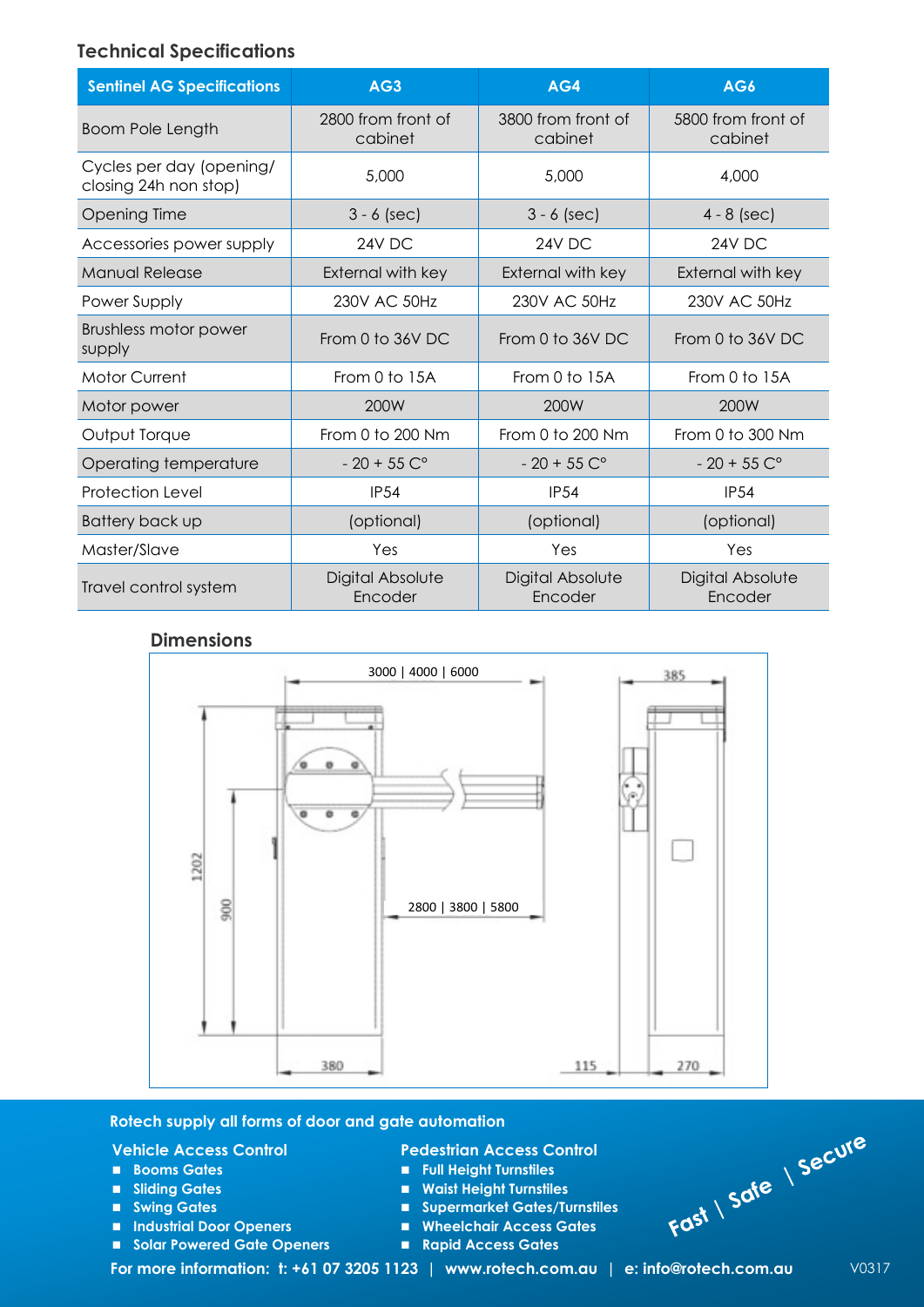## Technical Specifications

| Sentinel AG Specifications | AG3 | AG4 | AG6 |
|---|---|---|---|
| Boom Pole Length | 2800 from front of cabinet | 3800 from front of cabinet | 5800 from front of cabinet |
| Cycles per day (opening/ closing 24h non stop) | 5,000 | 5,000 | 4,000 |
| Opening Time | 3 - 6 (sec) | 3 - 6 (sec) | 4 - 8 (sec) |
| Accessories power supply | 24V DC | 24V DC | 24V DC |
| Manual Release | External with key | External with key | External with key |
| Power Supply | 230V AC 50Hz | 230V AC 50Hz | 230V AC 50Hz |
| Brushless motor power supply | From 0 to 36V DC | From 0 to 36V DC | From 0 to 36V DC |
| Motor Current | From 0 to 15A | From 0 to 15A | From 0 to 15A |
| Motor power | 200W | 200W | 200W |
| Output Torque | From 0 to 200 Nm | From 0 to 200 Nm | From 0 to 300 Nm |
| Operating temperature | - 20 + 55 C° | - 20 + 55 C° | - 20 + 55 C° |
| Protection Level | IP54 | IP54 | IP54 |
| Battery back up | (optional) | (optional) | (optional) |
| Master/Slave | Yes | Yes | Yes |
| Travel control system | Digital Absolute Encoder | Digital Absolute Encoder | Digital Absolute Encoder |

## Dimensions

3000 | 4000 | 6000

385

1202

900

2800 | 3800 | 5800

380

115

270

**Rotech supply all forms of door and gate automation**

**Vehicle Access Control**
- Booms Gates
- Sliding Gates
- Swing Gates
- Industrial Door Openers
- Solar Powered Gate Openers

**Pedestrian Access Control**
- Full Height Turnstiles
- Waist Height Turnstiles
- Supermarket Gates/Turnstiles
- Wheelchair Access Gates
- Rapid Access Gates

Fast | Safe | Secure

**For more information: t: +61 07 3205 1123 | www.rotech.com.au | e: info@rotech.com.au**

V0317